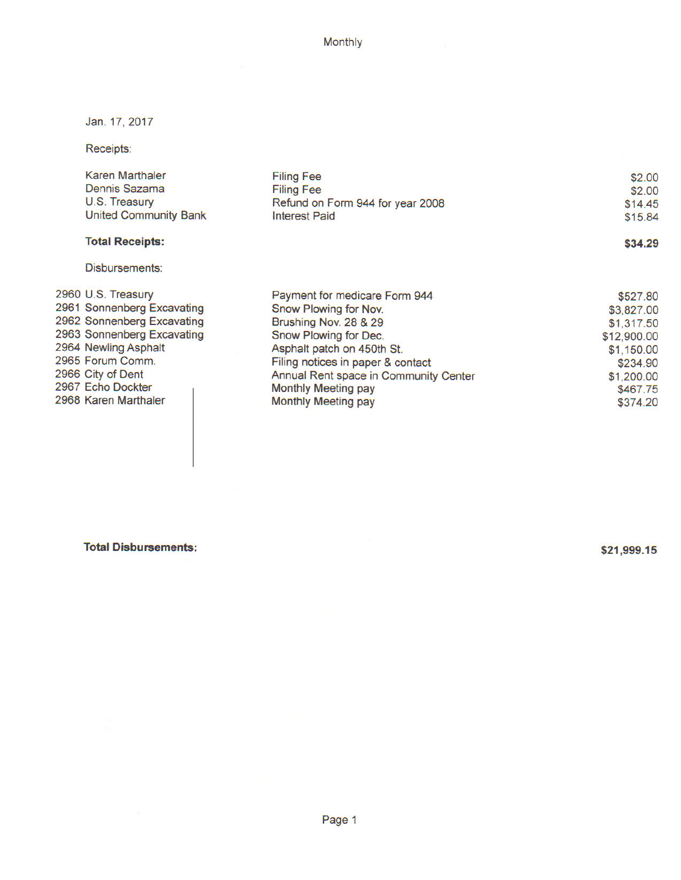Monthly

Jan. 17, 2017

Receipts:

| | | |
|---|---|---|
| Karen Marthaler | Filing Fee | $2.00 |
| Dennis Sazama | Filing Fee | $2.00 |
| U.S. Treasury | Refund on Form 944 for year 2008 | $14.45 |
| United Community Bank | Interest Paid | $15.84 |
| **Total Receipts:** | | **$34.29** |

Disbursements:

| | | | |
|---|---|---|---|
| 2960 | U.S. Treasury | Payment for medicare Form 944 | $527.80 |
| 2961 | Sonnenberg Excavating | Snow Plowing for Nov. | $3,827.00 |
| 2962 | Sonnenberg Excavating | Brushing Nov. 28 & 29 | $1,317.50 |
| 2963 | Sonnenberg Excavating | Snow Plowing for Dec. | $12,900.00 |
| 2964 | Newling Asphalt | Asphalt patch on 450th St. | $1,150.00 |
| 2965 | Forum Comm. | Filing notices in paper & contact | $234.90 |
| 2966 | City of Dent | Annual Rent space in Community Center | $1,200.00 |
| 2967 | Echo Dockter | Monthly Meeting pay | $467.75 |
| 2968 | Karen Marthaler | Monthly Meeting pay | $374.20 |

**Total Disbursements:** **$21,999.15**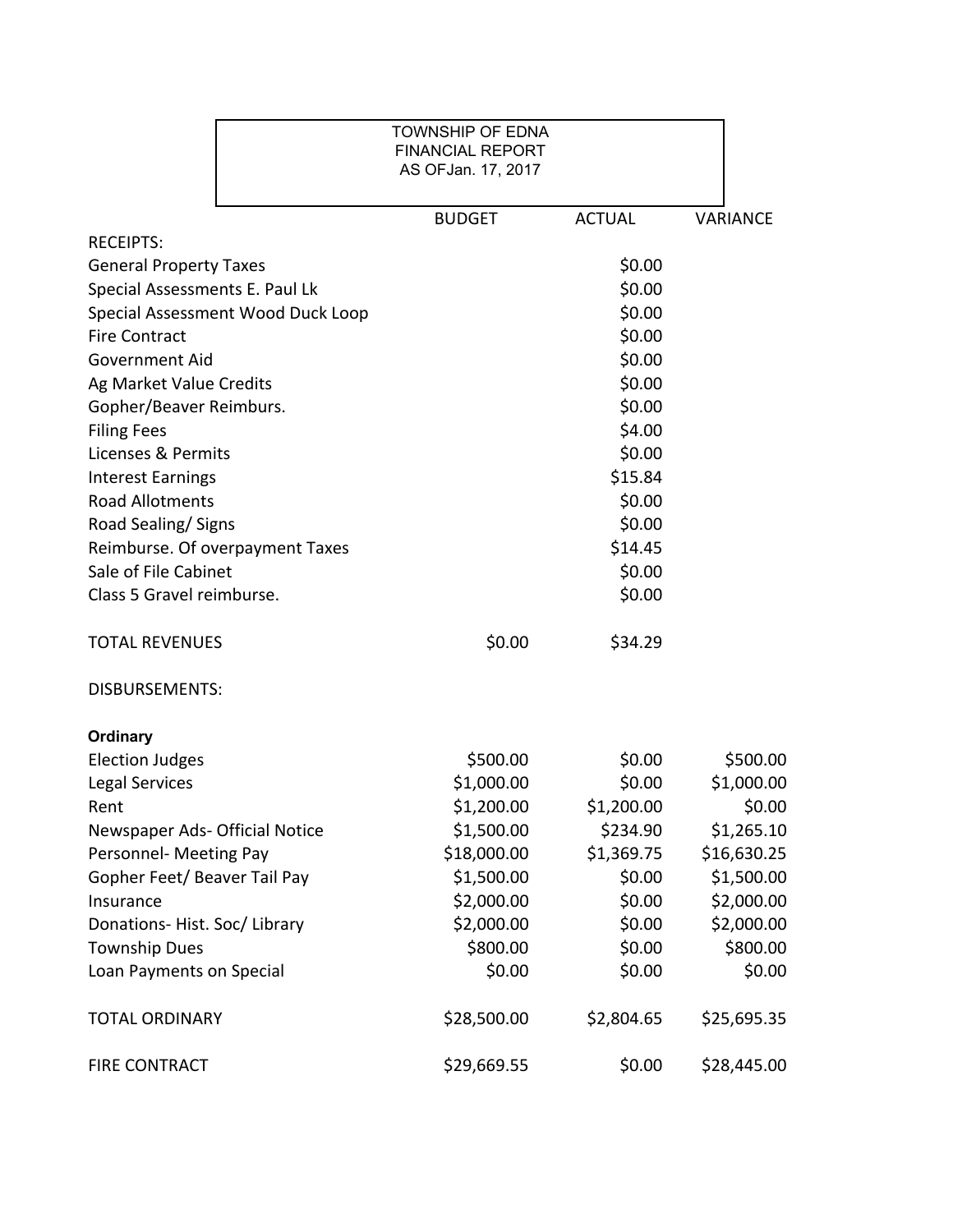TOWNSHIP OF EDNA
FINANCIAL REPORT
AS OFJan. 17, 2017

| | BUDGET | ACTUAL | VARIANCE |
|---|---|---|---|
| RECEIPTS: | | | |
| General Property Taxes | | $0.00 | |
| Special Assessments E. Paul Lk | | $0.00 | |
| Special Assessment Wood Duck Loop | | $0.00 | |
| Fire Contract | | $0.00 | |
| Government Aid | | $0.00 | |
| Ag Market Value Credits | | $0.00 | |
| Gopher/Beaver Reimburs. | | $0.00 | |
| Filing Fees | | $4.00 | |
| Licenses & Permits | | $0.00 | |
| Interest Earnings | | $15.84 | |
| Road Allotments | | $0.00 | |
| Road Sealing/ Signs | | $0.00 | |
| Reimburse. Of overpayment Taxes | | $14.45 | |
| Sale of File Cabinet | | $0.00 | |
| Class 5 Gravel reimburse. | | $0.00 | |
| TOTAL REVENUES | $0.00 | $34.29 | |
| DISBURSEMENTS: | | | |
| **Ordinary** | | | |
| Election Judges | $500.00 | $0.00 | $500.00 |
| Legal Services | $1,000.00 | $0.00 | $1,000.00 |
| Rent | $1,200.00 | $1,200.00 | $0.00 |
| Newspaper Ads- Official Notice | $1,500.00 | $234.90 | $1,265.10 |
| Personnel- Meeting Pay | $18,000.00 | $1,369.75 | $16,630.25 |
| Gopher Feet/ Beaver Tail Pay | $1,500.00 | $0.00 | $1,500.00 |
| Insurance | $2,000.00 | $0.00 | $2,000.00 |
| Donations- Hist. Soc/ Library | $2,000.00 | $0.00 | $2,000.00 |
| Township Dues | $800.00 | $0.00 | $800.00 |
| Loan Payments on Special | $0.00 | $0.00 | $0.00 |
| TOTAL ORDINARY | $28,500.00 | $2,804.65 | $25,695.35 |
| FIRE CONTRACT | $29,669.55 | $0.00 | $28,445.00 |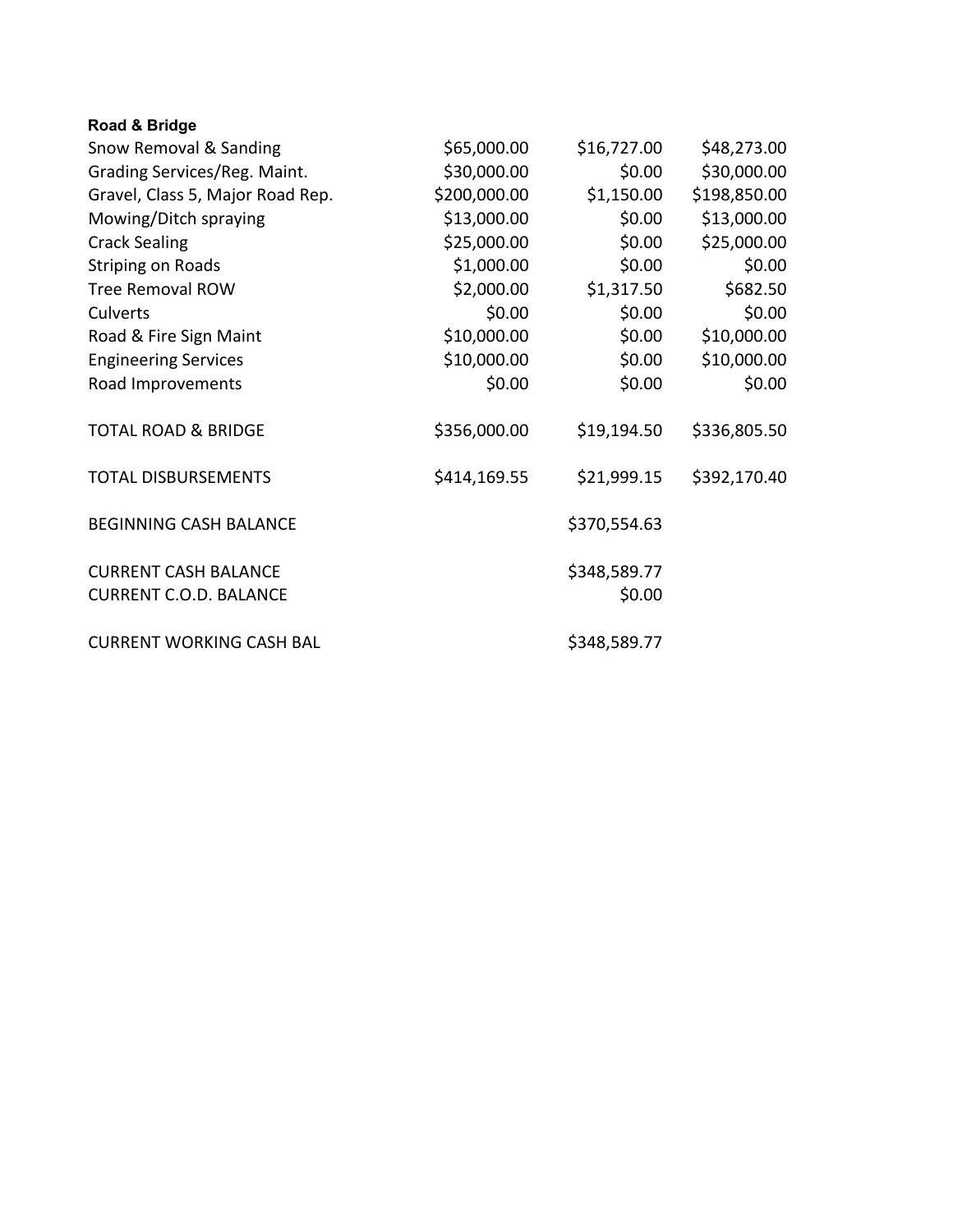**Road & Bridge**

| | | | |
|---|---|---|---|
| Snow Removal & Sanding | $65,000.00 | $16,727.00 | $48,273.00 |
| Grading Services/Reg. Maint. | $30,000.00 | $0.00 | $30,000.00 |
| Gravel, Class 5, Major Road Rep. | $200,000.00 | $1,150.00 | $198,850.00 |
| Mowing/Ditch spraying | $13,000.00 | $0.00 | $13,000.00 |
| Crack Sealing | $25,000.00 | $0.00 | $25,000.00 |
| Striping on Roads | $1,000.00 | $0.00 | $0.00 |
| Tree Removal ROW | $2,000.00 | $1,317.50 | $682.50 |
| Culverts | $0.00 | $0.00 | $0.00 |
| Road & Fire Sign Maint | $10,000.00 | $0.00 | $10,000.00 |
| Engineering Services | $10,000.00 | $0.00 | $10,000.00 |
| Road Improvements | $0.00 | $0.00 | $0.00 |
| TOTAL ROAD & BRIDGE | $356,000.00 | $19,194.50 | $336,805.50 |
| TOTAL DISBURSEMENTS | $414,169.55 | $21,999.15 | $392,170.40 |
| BEGINNING CASH BALANCE | | $370,554.63 | |
| CURRENT CASH BALANCE | | $348,589.77 | |
| CURRENT C.O.D. BALANCE | | $0.00 | |
| CURRENT WORKING CASH BAL | | $348,589.77 | |